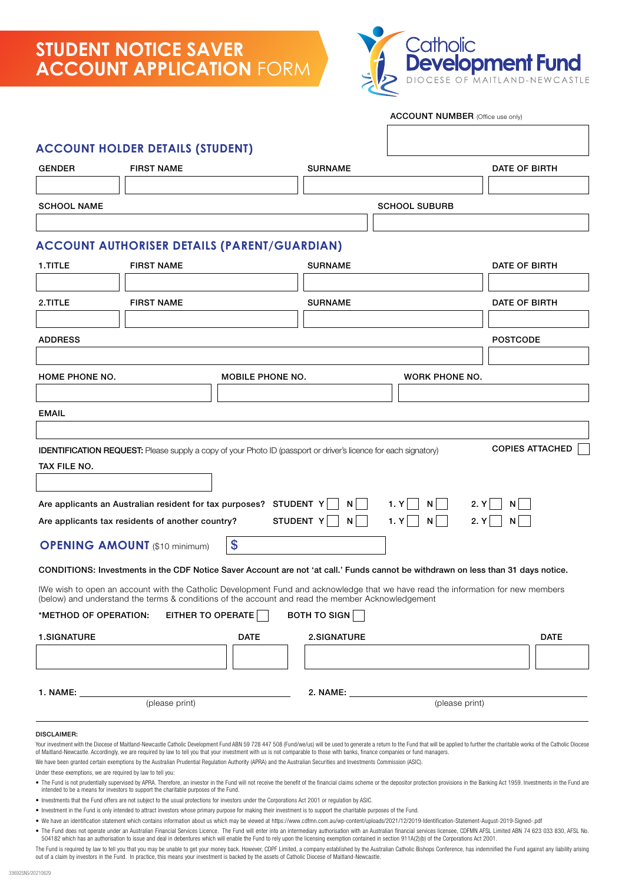# STUDENT NOTICE SAVER ACCOUNT APPLICATION FORM

Catholic Development Fund
DIOCESE OF MAITLAND-NEWCASTLE

**ACCOUNT NUMBER** (Office use only)

## ACCOUNT HOLDER DETAILS (STUDENT)

| GENDER | FIRST NAME | SURNAME | DATE OF BIRTH |
|---|---|---|---|
| | | | |

| SCHOOL NAME | SCHOOL SUBURB |
|---|---|
| | |

## ACCOUNT AUTHORISER DETAILS (PARENT/GUARDIAN)

| 1.TITLE | FIRST NAME | SURNAME | DATE OF BIRTH |
|---|---|---|---|
| | | | |

| 2.TITLE | FIRST NAME | SURNAME | DATE OF BIRTH |
|---|---|---|---|
| | | | |

| ADDRESS | POSTCODE |
|---|---|
| | |

| HOME PHONE NO. | MOBILE PHONE NO. | WORK PHONE NO. |
|---|---|---|
| | | |

EMAIL

**IDENTIFICATION REQUEST:** Please supply a copy of your Photo ID (passport or driver's licence for each signatory) **COPIES ATTACHED** ☐

TAX FILE NO.

Are applicants an Australian resident for tax purposes? STUDENT Y ☐ N ☐ 1. Y ☐ N ☐ 2. Y ☐ N ☐

Are applicants tax residents of another country? STUDENT Y ☐ N ☐ 1. Y ☐ N ☐ 2. Y ☐ N ☐

**OPENING AMOUNT** ($10 minimum) $

**CONDITIONS: Investments in the CDF Notice Saver Account are not 'at call.' Funds cannot be withdrawn on less than 31 days notice.**

IWe wish to open an account with the Catholic Development Fund and acknowledge that we have read the information for new members (below) and understand the terms & conditions of the account and read the member Acknowledgement

*METHOD OF OPERATION: EITHER TO OPERATE ☐ BOTH TO SIGN ☐

| 1.SIGNATURE | DATE | 2.SIGNATURE | DATE |
|---|---|---|---|
| | | | |

1. NAME: ______________________ (please print)

2. NAME: ______________________ (please print)

**DISCLAIMER:**

Your investment with the Diocese of Maitland-Newcastle Catholic Development Fund ABN 59 728 447 508 (Fund/we/us) will be used to generate a return to the Fund that will be applied to further the charitable works of the Catholic Diocese of Maitland-Newcastle. Accordingly, we are required by law to tell you that your investment with us is not comparable to those with banks, finance companies or fund managers.

We have been granted certain exemptions by the Australian Prudential Regulation Authority (APRA) and the Australian Securities and Investments Commission (ASIC).

Under these exemptions, we are required by law to tell you:

- The Fund is not prudentially supervised by APRA. Therefore, an investor in the Fund will not receive the benefit of the financial claims scheme or the depositor protection provisions in the Banking Act 1959. Investments in the Fund are intended to be a means for investors to support the charitable purposes of the Fund.
- Investments that the Fund offers are not subject to the usual protections for investors under the Corporations Act 2001 or regulation by ASIC.
- Investment in the Fund is only intended to attract investors whose primary purpose for making their investment is to support the charitable purposes of the Fund.
- We have an identification statement which contains information about us which may be viewed at https://www.cdfmn.com.au/wp-content/uploads/2021/12/2019-Identification-Statement-August-2019-Signed-.pdf
- The Fund does not operate under an Australian Financial Services Licence. The Fund will enter into an intermediary authorisation with an Australian financial services licensee, CDFMN AFSL Limited ABN 74 623 033 830, AFSL No. 504182 which has an authorisation to issue and deal in debentures which will enable the Fund to rely upon the licensing exemption contained in section 911A(2)(b) of the Corporations Act 2001.

The Fund is required by law to tell you that you may be unable to get your money back. However, CDPF Limited, a company established by the Australian Catholic Bishops Conference, has indemnified the Fund against any liability arising out of a claim by investors in the Fund. In practice, this means your investment is backed by the assets of Catholic Diocese of Maitland-Newcastle.

33692SNS/20210629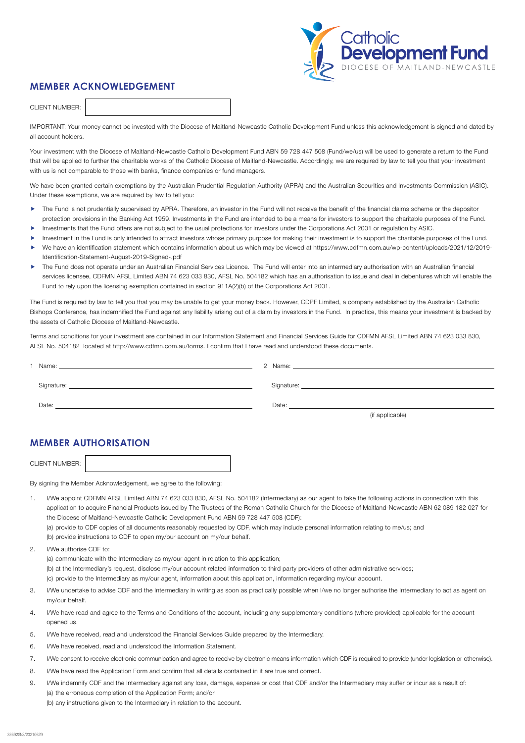Catholic Development Fund
DIOCESE OF MAITLAND-NEWCASTLE

## MEMBER ACKNOWLEDGEMENT

CLIENT NUMBER:

IMPORTANT: Your money cannot be invested with the Diocese of Maitland-Newcastle Catholic Development Fund unless this acknowledgement is signed and dated by all account holders.

Your investment with the Diocese of Maitland-Newcastle Catholic Development Fund ABN 59 728 447 508 (Fund/we/us) will be used to generate a return to the Fund that will be applied to further the charitable works of the Catholic Diocese of Maitland-Newcastle. Accordingly, we are required by law to tell you that your investment with us is not comparable to those with banks, finance companies or fund managers.

We have been granted certain exemptions by the Australian Prudential Regulation Authority (APRA) and the Australian Securities and Investments Commission (ASIC). Under these exemptions, we are required by law to tell you:

- The Fund is not prudentially supervised by APRA. Therefore, an investor in the Fund will not receive the benefit of the financial claims scheme or the depositor protection provisions in the Banking Act 1959. Investments in the Fund are intended to be a means for investors to support the charitable purposes of the Fund.
- Investments that the Fund offers are not subject to the usual protections for investors under the Corporations Act 2001 or regulation by ASIC.
- Investment in the Fund is only intended to attract investors whose primary purpose for making their investment is to support the charitable purposes of the Fund.
- We have an identification statement which contains information about us which may be viewed at https://www.cdfmn.com.au/wp-content/uploads/2021/12/2019-Identification-Statement-August-2019-Signed-.pdf
- The Fund does not operate under an Australian Financial Services Licence. The Fund will enter into an intermediary authorisation with an Australian financial services licensee, CDFMN AFSL Limited ABN 74 623 033 830, AFSL No. 504182 which has an authorisation to issue and deal in debentures which will enable the Fund to rely upon the licensing exemption contained in section 911A(2)(b) of the Corporations Act 2001.

The Fund is required by law to tell you that you may be unable to get your money back. However, CDPF Limited, a company established by the Australian Catholic Bishops Conference, has indemnified the Fund against any liability arising out of a claim by investors in the Fund. In practice, this means your investment is backed by the assets of Catholic Diocese of Maitland-Newcastle.

Terms and conditions for your investment are contained in our Information Statement and Financial Services Guide for CDFMN AFSL Limited ABN 74 623 033 830, AFSL No. 504182 located at http://www.cdfmn.com.au/forms. I confirm that I have read and understood these documents.

1 Name: ______________________

Signature: ______________________

Date: ______________________

2 Name: ______________________

Signature: ______________________

Date: ______________________

(if applicable)

## MEMBER AUTHORISATION

CLIENT NUMBER:

By signing the Member Acknowledgement, we agree to the following:

1. I/We appoint CDFMN AFSL Limited ABN 74 623 033 830, AFSL No. 504182 (Intermediary) as our agent to take the following actions in connection with this application to acquire Financial Products issued by The Trustees of the Roman Catholic Church for the Diocese of Maitland-Newcastle ABN 62 089 182 027 for the Diocese of Maitland-Newcastle Catholic Development Fund ABN 59 728 447 508 (CDF):
   (a) provide to CDF copies of all documents reasonably requested by CDF, which may include personal information relating to me/us; and
   (b) provide instructions to CDF to open my/our account on my/our behalf.
2. I/We authorise CDF to:
   (a) communicate with the Intermediary as my/our agent in relation to this application;
   (b) at the Intermediary's request, disclose my/our account related information to third party providers of other administrative services;
   (c) provide to the Intermediary as my/our agent, information about this application, information regarding my/our account.
3. I/We undertake to advise CDF and the Intermediary in writing as soon as practically possible when I/we no longer authorise the Intermediary to act as agent on my/our behalf.
4. I/We have read and agree to the Terms and Conditions of the account, including any supplementary conditions (where provided) applicable for the account opened us.
5. I/We have received, read and understood the Financial Services Guide prepared by the Intermediary.
6. I/We have received, read and understood the Information Statement.
7. I/We consent to receive electronic communication and agree to receive by electronic means information which CDF is required to provide (under legislation or otherwise).
8. I/We have read the Application Form and confirm that all details contained in it are true and correct.
9. I/We indemnify CDF and the Intermediary against any loss, damage, expense or cost that CDF and/or the Intermediary may suffer or incur as a result of:
   (a) the erroneous completion of the Application Form; and/or
   (b) any instructions given to the Intermediary in relation to the account.

33692SNS/20210629